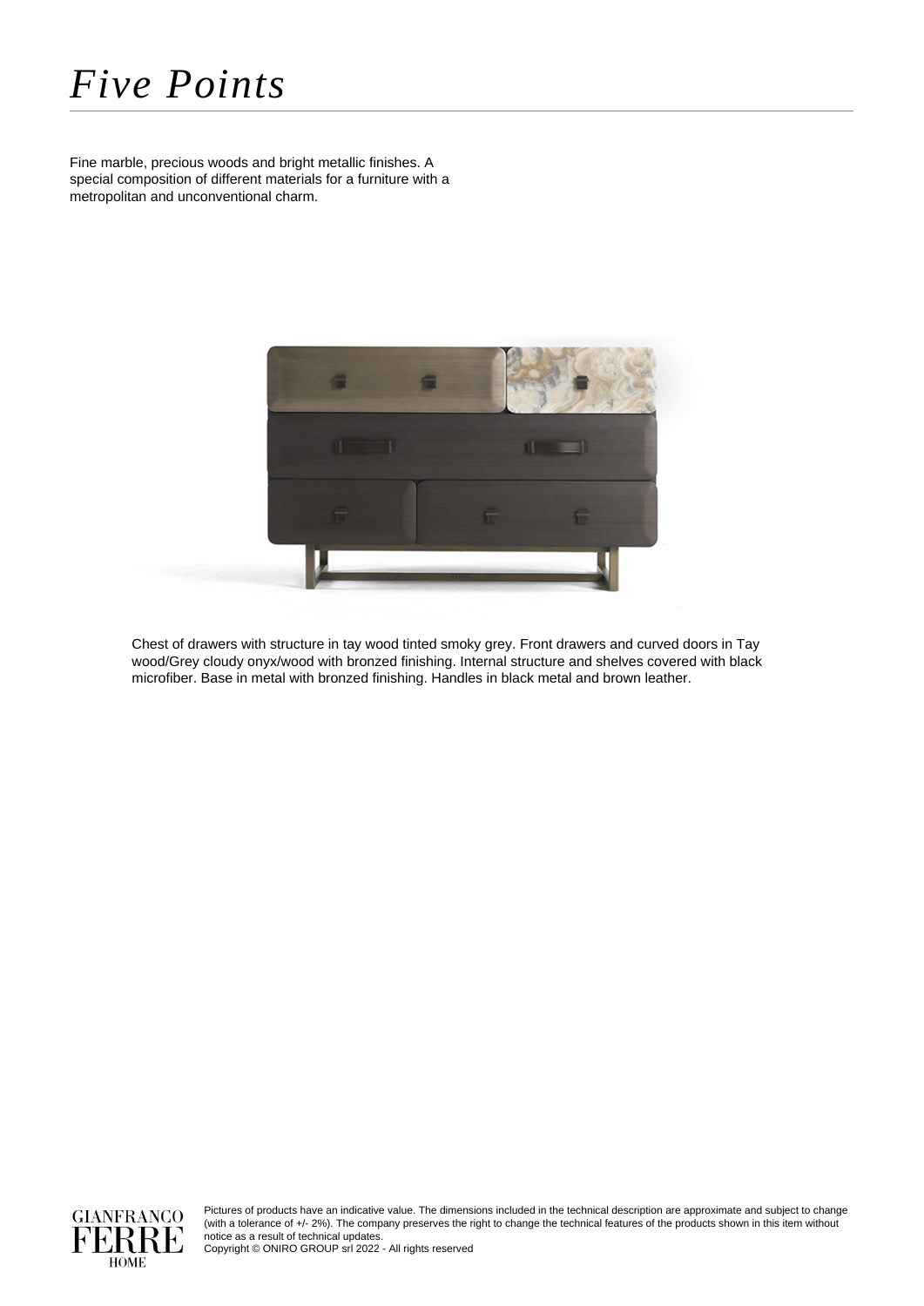# *Five Points*

Fine marble, precious woods and bright metallic finishes. A special composition of different materials for a furniture with a metropolitan and unconventional charm.

Chest of drawers with structure in tay wood tinted smoky grey. Front drawers and curved doors in Tay wood/Grey cloudy onyx/wood with bronzed finishing. Internal structure and shelves covered with black microfiber. Base in metal with bronzed finishing. Handles in black metal and brown leather.

GIANFRANCO FERRE HOME

Pictures of products have an indicative value. The dimensions included in the technical description are approximate and subject to change (with a tolerance of +/- 2%). The company preserves the right to change the technical features of the products shown in this item without notice as a result of technical updates.
Copyright © ONIRO GROUP srl 2022 - All rights reserved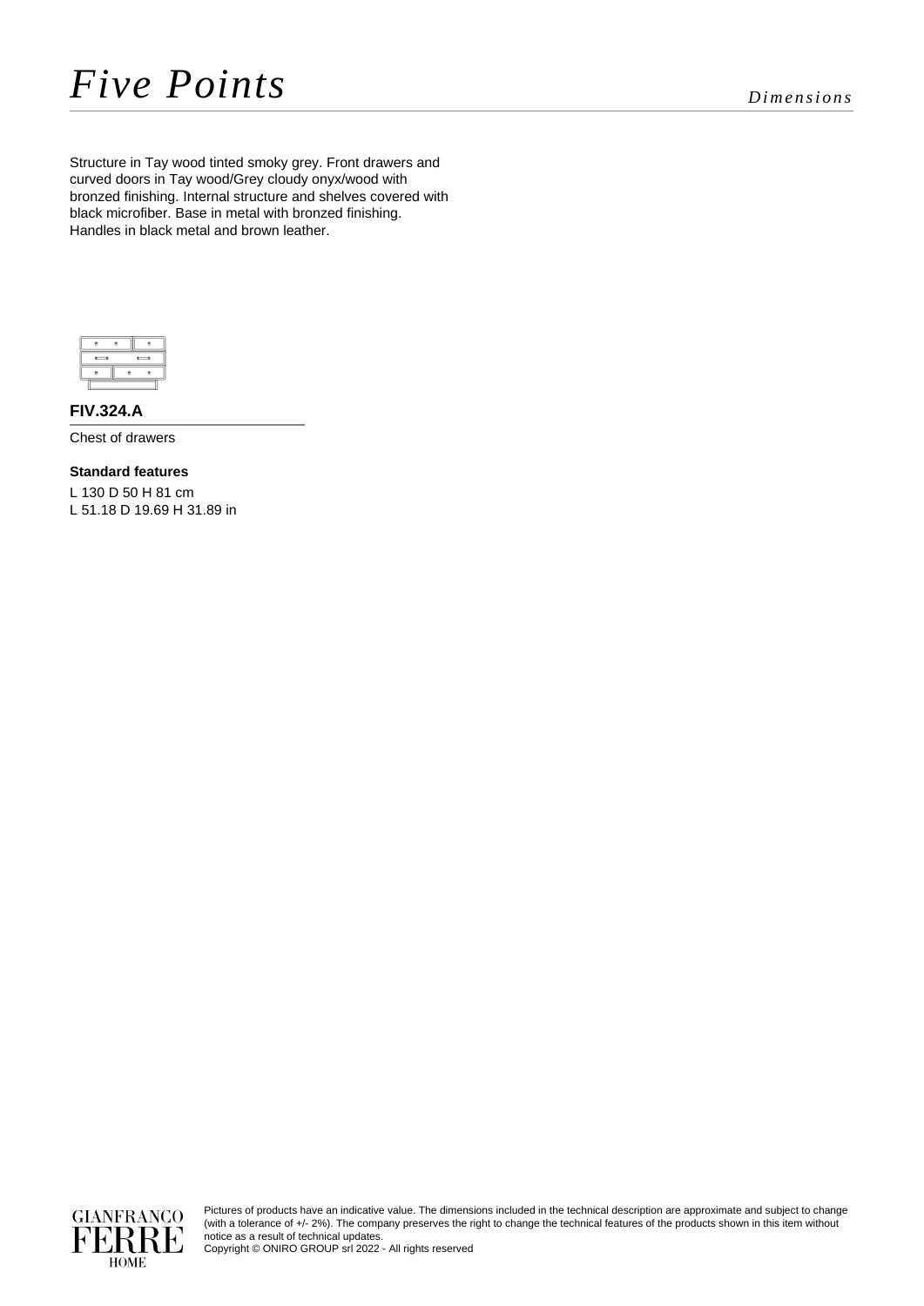# *Five Points*

*Dimensions*

Structure in Tay wood tinted smoky grey. Front drawers and curved doors in Tay wood/Grey cloudy onyx/wood with bronzed finishing. Internal structure and shelves covered with black microfiber. Base in metal with bronzed finishing. Handles in black metal and brown leather.

**FIV.324.A**

Chest of drawers

**Standard features**

L 130 D 50 H 81 cm
L 51.18 D 19.69 H 31.89 in

Pictures of products have an indicative value. The dimensions included in the technical description are approximate and subject to change (with a tolerance of +/- 2%). The company preserves the right to change the technical features of the products shown in this item without notice as a result of technical updates.
Copyright © ONIRO GROUP srl 2022 - All rights reserved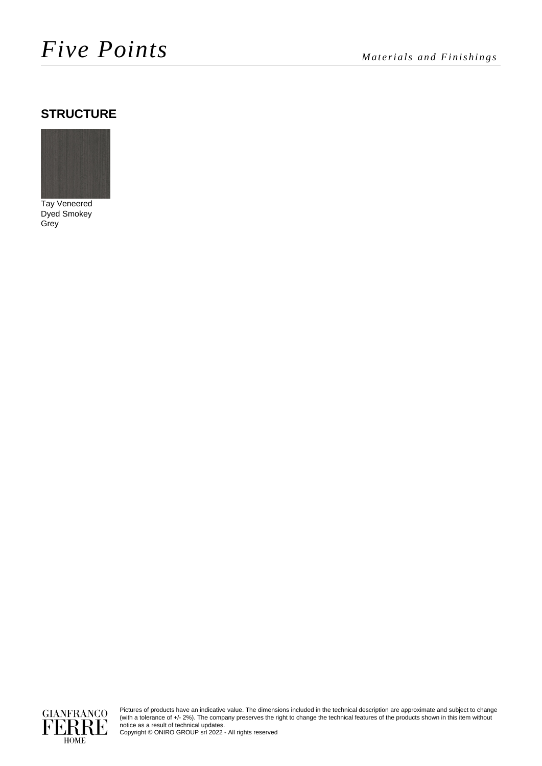# *Five Points*

*Materials and Finishings*

## STRUCTURE

Tay Veneered Dyed Smokey Grey

Pictures of products have an indicative value. The dimensions included in the technical description are approximate and subject to change (with a tolerance of +/- 2%). The company preserves the right to change the technical features of the products shown in this item without notice as a result of technical updates.
Copyright © ONIRO GROUP srl 2022 - All rights reserved